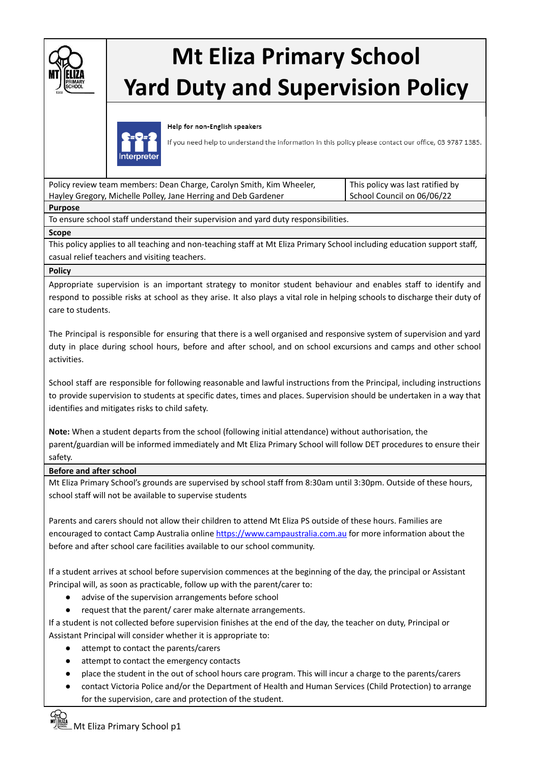# Mt Eliza Primary School
# Yard Duty and Supervision Policy

**Help for non-English speakers**

If you need help to understand the information in this policy please contact our office, 03 9787 1385.

| | |
|---|---|
| Policy review team members: Dean Charge, Carolyn Smith, Kim Wheeler, Hayley Gregory, Michelle Polley, Jane Herring and Deb Gardener | This policy was last ratified by School Council on 06/06/22 |

## Purpose

To ensure school staff understand their supervision and yard duty responsibilities.

## Scope

This policy applies to all teaching and non-teaching staff at Mt Eliza Primary School including education support staff, casual relief teachers and visiting teachers.

## Policy

Appropriate supervision is an important strategy to monitor student behaviour and enables staff to identify and respond to possible risks at school as they arise. It also plays a vital role in helping schools to discharge their duty of care to students.

The Principal is responsible for ensuring that there is a well organised and responsive system of supervision and yard duty in place during school hours, before and after school, and on school excursions and camps and other school activities.

School staff are responsible for following reasonable and lawful instructions from the Principal, including instructions to provide supervision to students at specific dates, times and places. Supervision should be undertaken in a way that identifies and mitigates risks to child safety.

**Note:** When a student departs from the school (following initial attendance) without authorisation, the parent/guardian will be informed immediately and Mt Eliza Primary School will follow DET procedures to ensure their safety.

## Before and after school

Mt Eliza Primary School's grounds are supervised by school staff from 8:30am until 3:30pm. Outside of these hours, school staff will not be available to supervise students

Parents and carers should not allow their children to attend Mt Eliza PS outside of these hours. Families are encouraged to contact Camp Australia online https://www.campaustralia.com.au for more information about the before and after school care facilities available to our school community.

If a student arrives at school before supervision commences at the beginning of the day, the principal or Assistant Principal will, as soon as practicable, follow up with the parent/carer to:

- advise of the supervision arrangements before school
- request that the parent/ carer make alternate arrangements.

If a student is not collected before supervision finishes at the end of the day, the teacher on duty, Principal or Assistant Principal will consider whether it is appropriate to:

- attempt to contact the parents/carers
- attempt to contact the emergency contacts
- place the student in the out of school hours care program. This will incur a charge to the parents/carers
- contact Victoria Police and/or the Department of Health and Human Services (Child Protection) to arrange for the supervision, care and protection of the student.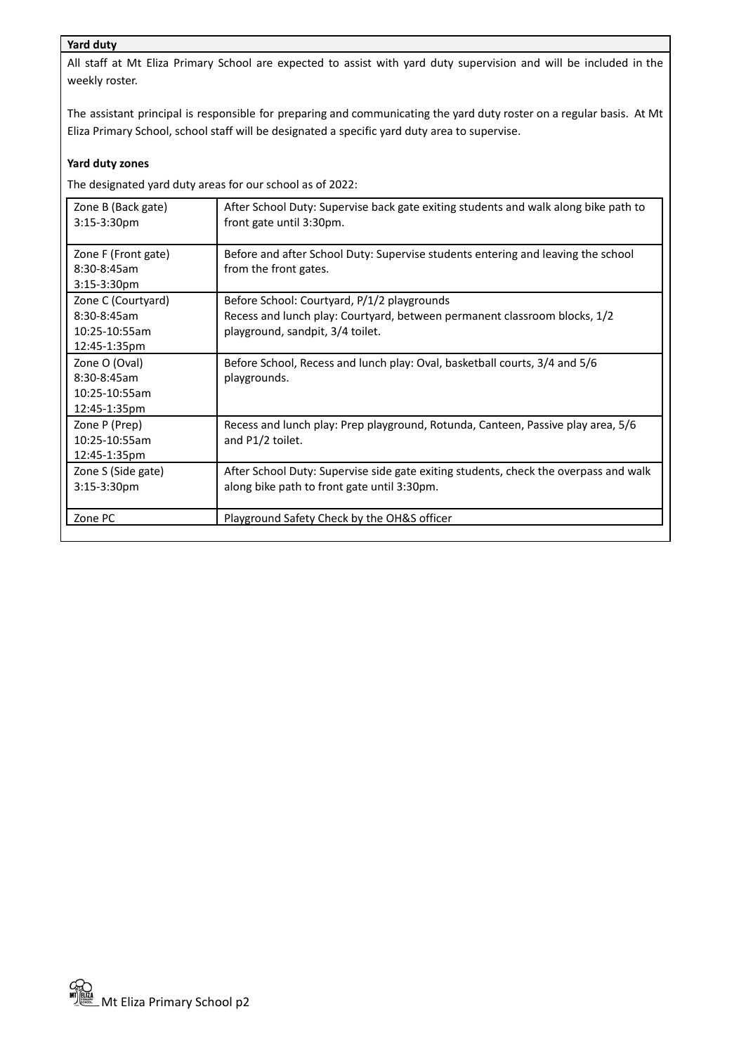**Yard duty**

All staff at Mt Eliza Primary School are expected to assist with yard duty supervision and will be included in the weekly roster.

The assistant principal is responsible for preparing and communicating the yard duty roster on a regular basis. At Mt Eliza Primary School, school staff will be designated a specific yard duty area to supervise.

**Yard duty zones**

The designated yard duty areas for our school as of 2022:

| | |
|---|---|
| Zone B (Back gate)<br>3:15-3:30pm | After School Duty: Supervise back gate exiting students and walk along bike path to front gate until 3:30pm. |
| Zone F (Front gate)<br>8:30-8:45am<br>3:15-3:30pm | Before and after School Duty: Supervise students entering and leaving the school from the front gates. |
| Zone C (Courtyard)<br>8:30-8:45am<br>10:25-10:55am<br>12:45-1:35pm | Before School: Courtyard, P/1/2 playgrounds<br>Recess and lunch play: Courtyard, between permanent classroom blocks, 1/2 playground, sandpit, 3/4 toilet. |
| Zone O (Oval)<br>8:30-8:45am<br>10:25-10:55am<br>12:45-1:35pm | Before School, Recess and lunch play: Oval, basketball courts, 3/4 and 5/6 playgrounds. |
| Zone P (Prep)<br>10:25-10:55am<br>12:45-1:35pm | Recess and lunch play: Prep playground, Rotunda, Canteen, Passive play area, 5/6 and P1/2 toilet. |
| Zone S (Side gate)<br>3:15-3:30pm | After School Duty: Supervise side gate exiting students, check the overpass and walk along bike path to front gate until 3:30pm. |
| Zone PC | Playground Safety Check by the OH&S officer |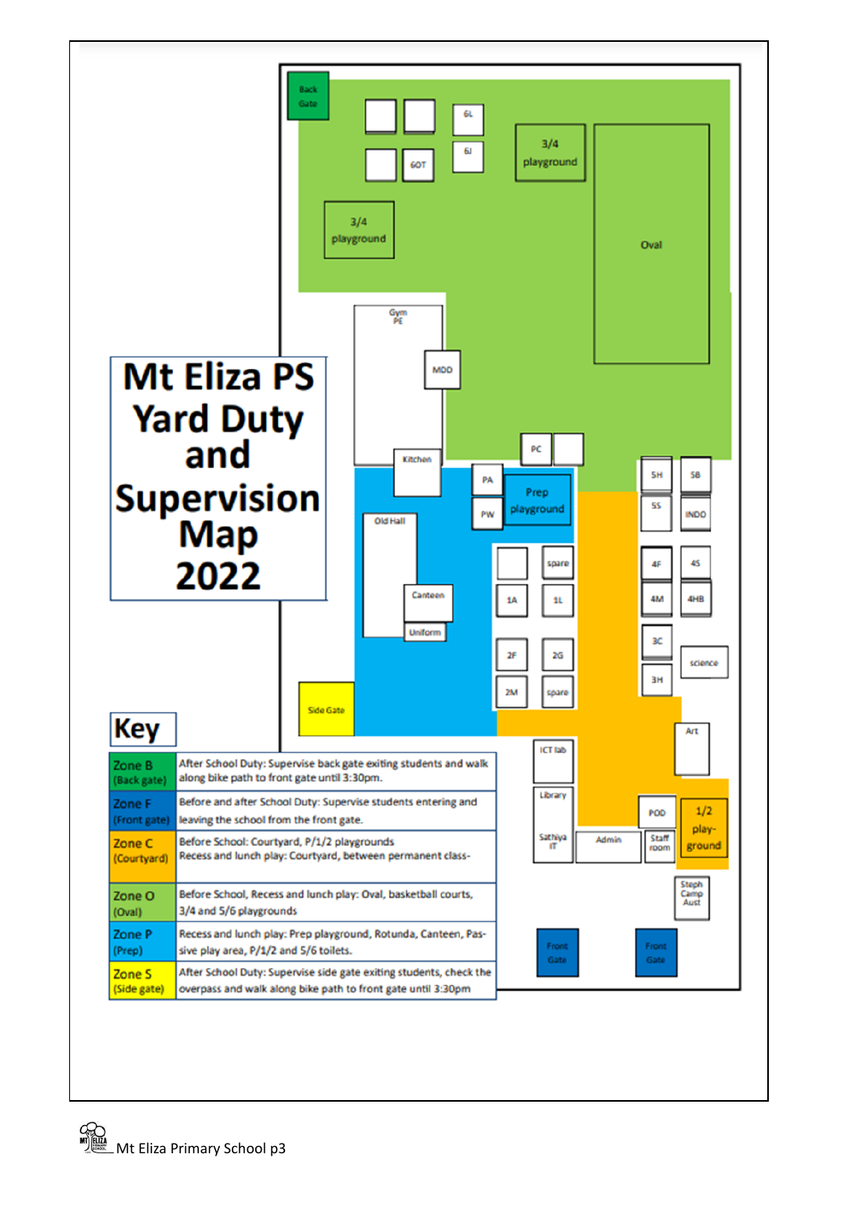# Mt Eliza PS Yard Duty and Supervision Map 2022

Back Gate

6L

6J

6OT

3/4 playground

3/4 playground

Oval

Gym PE

MDO

Kitchen

PC

PA

PW

Prep playground

Old Hall

Canteen

Uniform

5H

5B

5S

INDO

spare

1A

1L

4F

4S

4M

4HB

3C

science

3H

2F

2G

2M

spare

Side Gate

Art

ICT lab

Library

Sathiya IT

Admin

POD

Staff room

1/2 play-ground

Steph Camp Aust

Front Gate

Front Gate

## Key

| | |
|---|---|
| Zone B (Back gate) | After School Duty: Supervise back gate exiting students and walk along bike path to front gate until 3:30pm. |
| Zone F (Front gate) | Before and after School Duty: Supervise students entering and leaving the school from the front gate. |
| Zone C (Courtyard) | Before School: Courtyard, P/1/2 playgrounds Recess and lunch play: Courtyard, between permanent class- |
| Zone O (Oval) | Before School, Recess and lunch play: Oval, basketball courts, 3/4 and 5/6 playgrounds |
| Zone P (Prep) | Recess and lunch play: Prep playground, Rotunda, Canteen, Passive play area, P/1/2 and 5/6 toilets. |
| Zone S (Side gate) | After School Duty: Supervise side gate exiting students, check the overpass and walk along bike path to front gate until 3:30pm |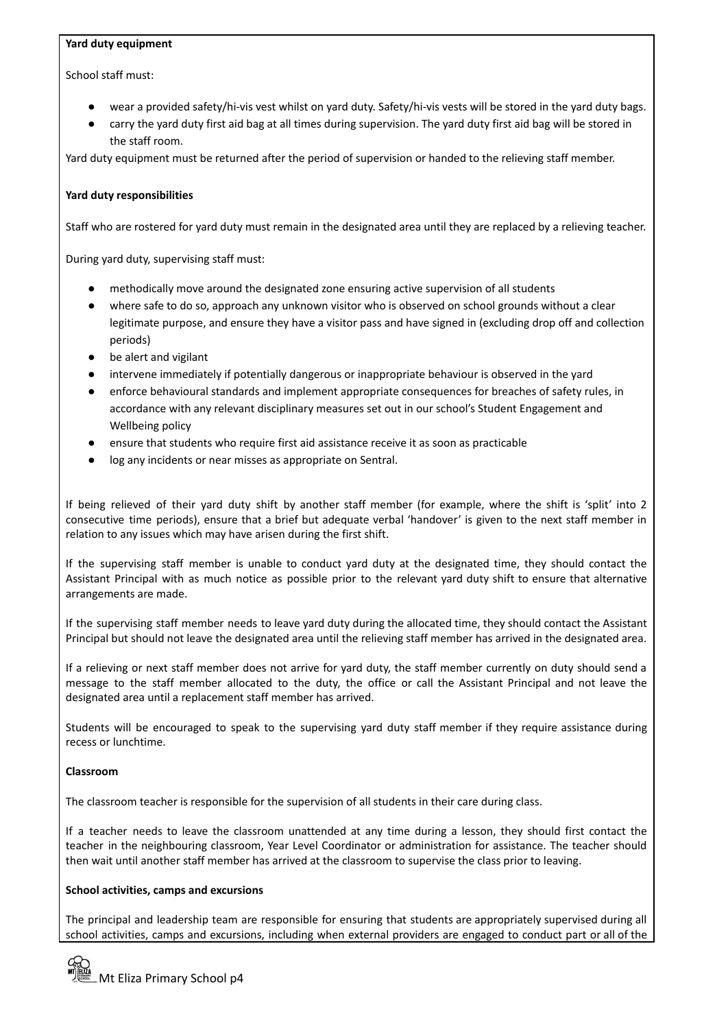**Yard duty equipment**

School staff must:

- wear a provided safety/hi-vis vest whilst on yard duty. Safety/hi-vis vests will be stored in the yard duty bags.
- carry the yard duty first aid bag at all times during supervision. The yard duty first aid bag will be stored in the staff room.

Yard duty equipment must be returned after the period of supervision or handed to the relieving staff member.

**Yard duty responsibilities**

Staff who are rostered for yard duty must remain in the designated area until they are replaced by a relieving teacher.

During yard duty, supervising staff must:

- methodically move around the designated zone ensuring active supervision of all students
- where safe to do so, approach any unknown visitor who is observed on school grounds without a clear legitimate purpose, and ensure they have a visitor pass and have signed in (excluding drop off and collection periods)
- be alert and vigilant
- intervene immediately if potentially dangerous or inappropriate behaviour is observed in the yard
- enforce behavioural standards and implement appropriate consequences for breaches of safety rules, in accordance with any relevant disciplinary measures set out in our school's Student Engagement and Wellbeing policy
- ensure that students who require first aid assistance receive it as soon as practicable
- log any incidents or near misses as appropriate on Sentral.

If being relieved of their yard duty shift by another staff member (for example, where the shift is 'split' into 2 consecutive time periods), ensure that a brief but adequate verbal 'handover' is given to the next staff member in relation to any issues which may have arisen during the first shift.

If the supervising staff member is unable to conduct yard duty at the designated time, they should contact the Assistant Principal with as much notice as possible prior to the relevant yard duty shift to ensure that alternative arrangements are made.

If the supervising staff member needs to leave yard duty during the allocated time, they should contact the Assistant Principal but should not leave the designated area until the relieving staff member has arrived in the designated area.

If a relieving or next staff member does not arrive for yard duty, the staff member currently on duty should send a message to the staff member allocated to the duty, the office or call the Assistant Principal and not leave the designated area until a replacement staff member has arrived.

Students will be encouraged to speak to the supervising yard duty staff member if they require assistance during recess or lunchtime.

**Classroom**

The classroom teacher is responsible for the supervision of all students in their care during class.

If a teacher needs to leave the classroom unattended at any time during a lesson, they should first contact the teacher in the neighbouring classroom, Year Level Coordinator or administration for assistance. The teacher should then wait until another staff member has arrived at the classroom to supervise the class prior to leaving.

**School activities, camps and excursions**

The principal and leadership team are responsible for ensuring that students are appropriately supervised during all school activities, camps and excursions, including when external providers are engaged to conduct part or all of the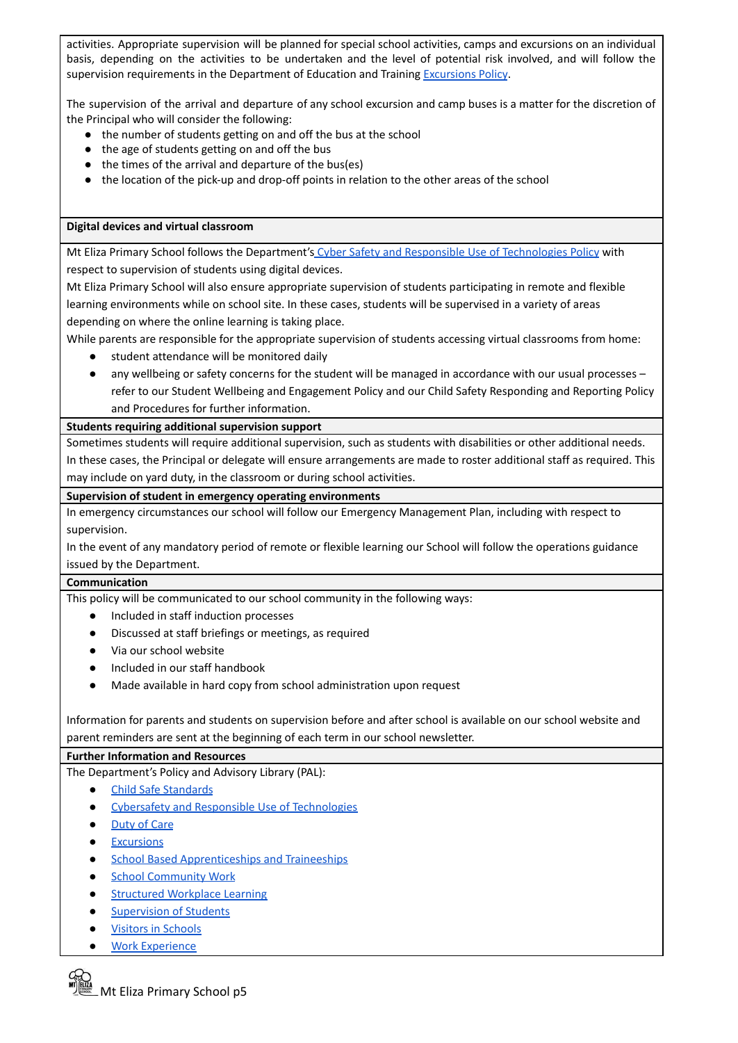activities. Appropriate supervision will be planned for special school activities, camps and excursions on an individual basis, depending on the activities to be undertaken and the level of potential risk involved, and will follow the supervision requirements in the Department of Education and Training Excursions Policy.

The supervision of the arrival and departure of any school excursion and camp buses is a matter for the discretion of the Principal who will consider the following:

- the number of students getting on and off the bus at the school
- the age of students getting on and off the bus
- the times of the arrival and departure of the bus(es)
- the location of the pick-up and drop-off points in relation to the other areas of the school

## Digital devices and virtual classroom

Mt Eliza Primary School follows the Department's Cyber Safety and Responsible Use of Technologies Policy with respect to supervision of students using digital devices.

Mt Eliza Primary School will also ensure appropriate supervision of students participating in remote and flexible learning environments while on school site. In these cases, students will be supervised in a variety of areas depending on where the online learning is taking place.

While parents are responsible for the appropriate supervision of students accessing virtual classrooms from home:

- student attendance will be monitored daily
- any wellbeing or safety concerns for the student will be managed in accordance with our usual processes – refer to our Student Wellbeing and Engagement Policy and our Child Safety Responding and Reporting Policy and Procedures for further information.

## Students requiring additional supervision support

Sometimes students will require additional supervision, such as students with disabilities or other additional needs. In these cases, the Principal or delegate will ensure arrangements are made to roster additional staff as required. This may include on yard duty, in the classroom or during school activities.

## Supervision of student in emergency operating environments

In emergency circumstances our school will follow our Emergency Management Plan, including with respect to supervision.

In the event of any mandatory period of remote or flexible learning our School will follow the operations guidance issued by the Department.

## Communication

This policy will be communicated to our school community in the following ways:

- Included in staff induction processes
- Discussed at staff briefings or meetings, as required
- Via our school website
- Included in our staff handbook
- Made available in hard copy from school administration upon request

Information for parents and students on supervision before and after school is available on our school website and parent reminders are sent at the beginning of each term in our school newsletter.

## Further Information and Resources

The Department's Policy and Advisory Library (PAL):

- Child Safe Standards
- Cybersafety and Responsible Use of Technologies
- Duty of Care
- Excursions
- School Based Apprenticeships and Traineeships
- School Community Work
- Structured Workplace Learning
- Supervision of Students
- Visitors in Schools
- Work Experience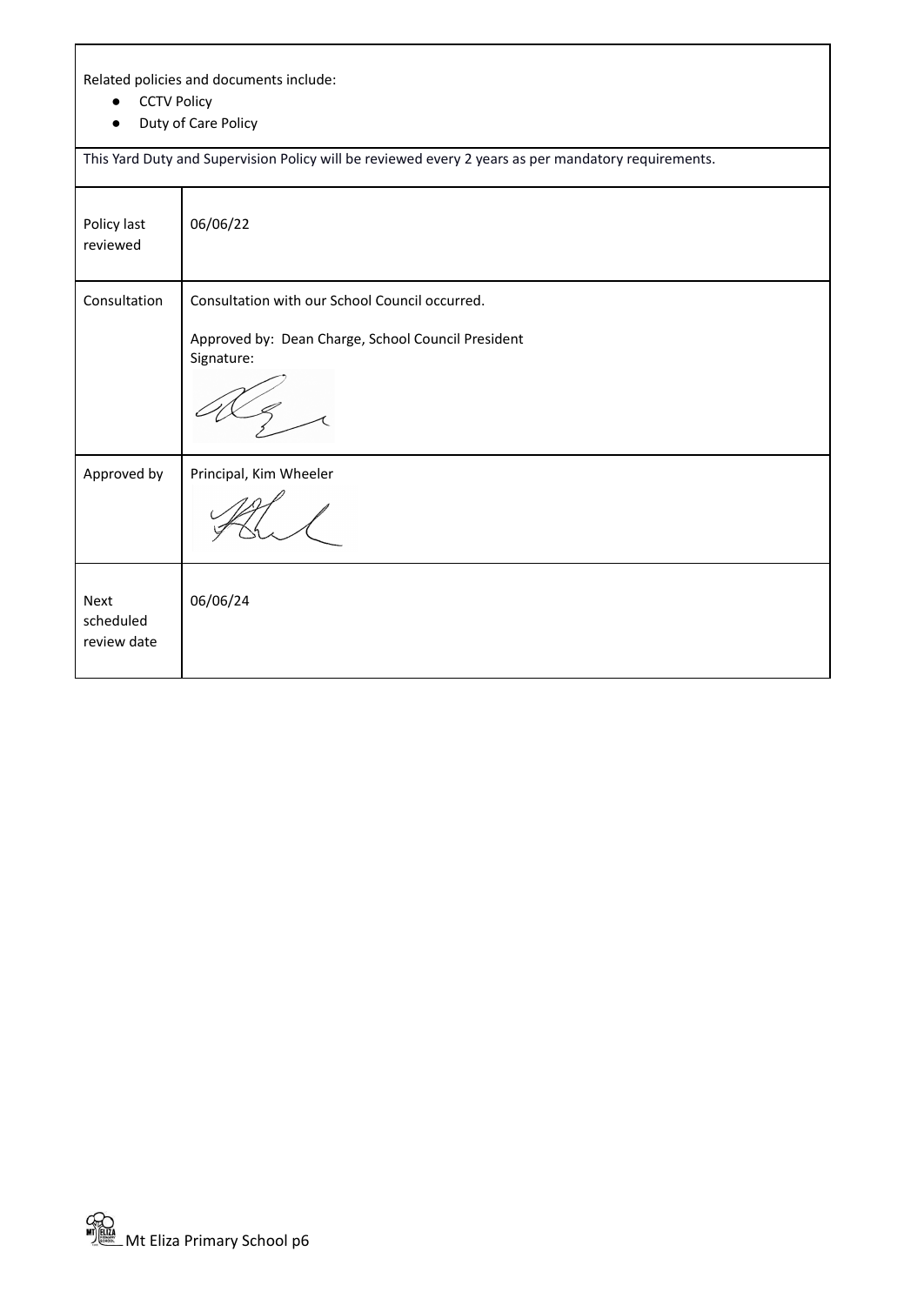Related policies and documents include:

- CCTV Policy
- Duty of Care Policy

This Yard Duty and Supervision Policy will be reviewed every 2 years as per mandatory requirements.

| | |
|---|---|
| Policy last reviewed | 06/06/22 |
| Consultation | Consultation with our School Council occurred.<br><br>Approved by: Dean Charge, School Council President<br>Signature: |
| Approved by | Principal, Kim Wheeler |
| Next scheduled review date | 06/06/24 |